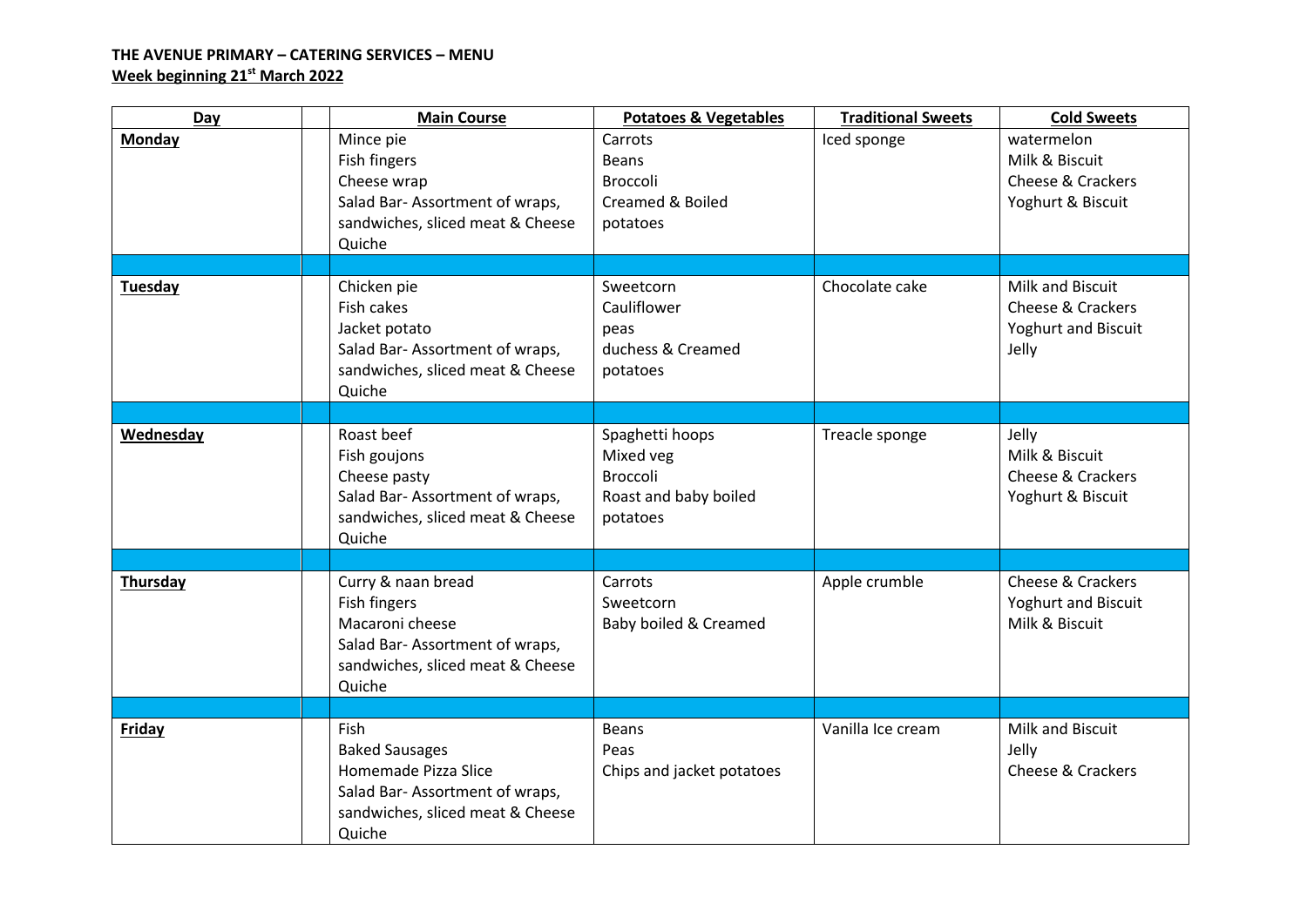**THE AVENUE PRIMARY – CATERING SERVICES – MENU**

**Week beginning 21st March 2022**

| Day | | Main Course | Potatoes & Vegetables | Traditional Sweets | Cold Sweets |
|---|---|---|---|---|---|
| **Monday** | | Mince pie<br>Fish fingers<br>Cheese wrap<br>Salad Bar- Assortment of wraps, sandwiches, sliced meat & Cheese Quiche | Carrots<br>Beans<br>Broccoli<br>Creamed & Boiled potatoes | Iced sponge | watermelon<br>Milk & Biscuit<br>Cheese & Crackers<br>Yoghurt & Biscuit |
| | | | | | |
| **Tuesday** | | Chicken pie<br>Fish cakes<br>Jacket potato<br>Salad Bar- Assortment of wraps, sandwiches, sliced meat & Cheese Quiche | Sweetcorn<br>Cauliflower<br>peas<br>duchess & Creamed potatoes | Chocolate cake | Milk and Biscuit<br>Cheese & Crackers<br>Yoghurt and Biscuit<br>Jelly |
| | | | | | |
| **Wednesday** | | Roast beef<br>Fish goujons<br>Cheese pasty<br>Salad Bar- Assortment of wraps, sandwiches, sliced meat & Cheese Quiche | Spaghetti hoops<br>Mixed veg<br>Broccoli<br>Roast and baby boiled potatoes | Treacle sponge | Jelly<br>Milk & Biscuit<br>Cheese & Crackers<br>Yoghurt & Biscuit |
| | | | | | |
| **Thursday** | | Curry & naan bread<br>Fish fingers<br>Macaroni cheese<br>Salad Bar- Assortment of wraps, sandwiches, sliced meat & Cheese Quiche | Carrots<br>Sweetcorn<br>Baby boiled & Creamed | Apple crumble | Cheese & Crackers<br>Yoghurt and Biscuit<br>Milk & Biscuit |
| | | | | | |
| **Friday** | | Fish<br>Baked Sausages<br>Homemade Pizza Slice<br>Salad Bar- Assortment of wraps, sandwiches, sliced meat & Cheese Quiche | Beans<br>Peas<br>Chips and jacket potatoes | Vanilla Ice cream | Milk and Biscuit<br>Jelly<br>Cheese & Crackers |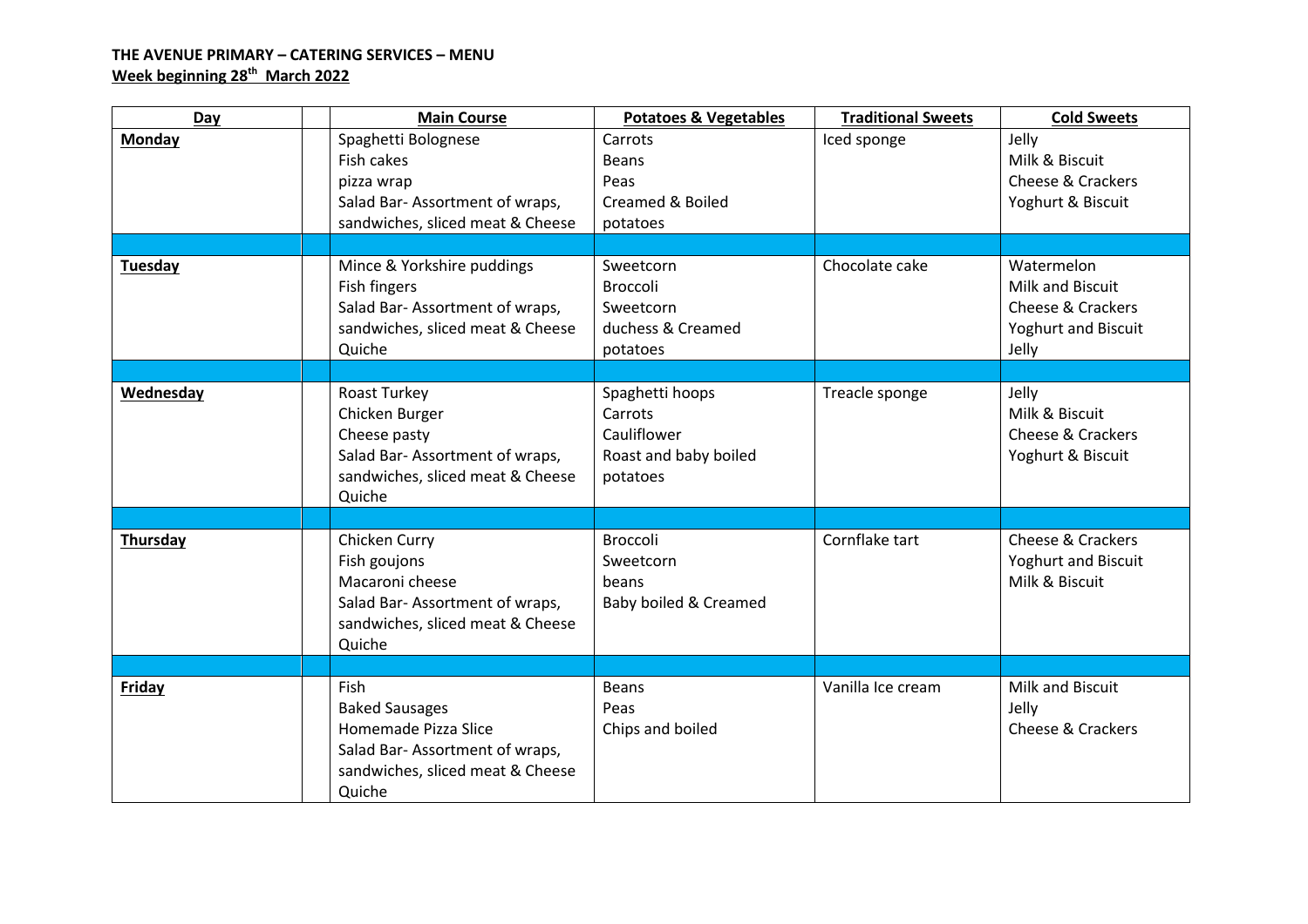**THE AVENUE PRIMARY – CATERING SERVICES – MENU**
**Week beginning 28th March 2022**

| Day | | Main Course | Potatoes & Vegetables | Traditional Sweets | Cold Sweets |
|---|---|---|---|---|---|
| **Monday** | | Spaghetti Bolognese<br>Fish cakes<br>pizza wrap<br>Salad Bar- Assortment of wraps, sandwiches, sliced meat & Cheese | Carrots<br>Beans<br>Peas<br>Creamed & Boiled potatoes | Iced sponge | Jelly<br>Milk & Biscuit<br>Cheese & Crackers<br>Yoghurt & Biscuit |
| | | | | | |
| **Tuesday** | | Mince & Yorkshire puddings<br>Fish fingers<br>Salad Bar- Assortment of wraps, sandwiches, sliced meat & Cheese<br>Quiche | Sweetcorn<br>Broccoli<br>Sweetcorn<br>duchess & Creamed potatoes | Chocolate cake | Watermelon<br>Milk and Biscuit<br>Cheese & Crackers<br>Yoghurt and Biscuit<br>Jelly |
| | | | | | |
| **Wednesday** | | Roast Turkey<br>Chicken Burger<br>Cheese pasty<br>Salad Bar- Assortment of wraps, sandwiches, sliced meat & Cheese<br>Quiche | Spaghetti hoops<br>Carrots<br>Cauliflower<br>Roast and baby boiled potatoes | Treacle sponge | Jelly<br>Milk & Biscuit<br>Cheese & Crackers<br>Yoghurt & Biscuit |
| | | | | | |
| **Thursday** | | Chicken Curry<br>Fish goujons<br>Macaroni cheese<br>Salad Bar- Assortment of wraps, sandwiches, sliced meat & Cheese<br>Quiche | Broccoli<br>Sweetcorn<br>beans<br>Baby boiled & Creamed | Cornflake tart | Cheese & Crackers<br>Yoghurt and Biscuit<br>Milk & Biscuit |
| | | | | | |
| **Friday** | | Fish<br>Baked Sausages<br>Homemade Pizza Slice<br>Salad Bar- Assortment of wraps, sandwiches, sliced meat & Cheese<br>Quiche | Beans<br>Peas<br>Chips and boiled | Vanilla Ice cream | Milk and Biscuit<br>Jelly<br>Cheese & Crackers |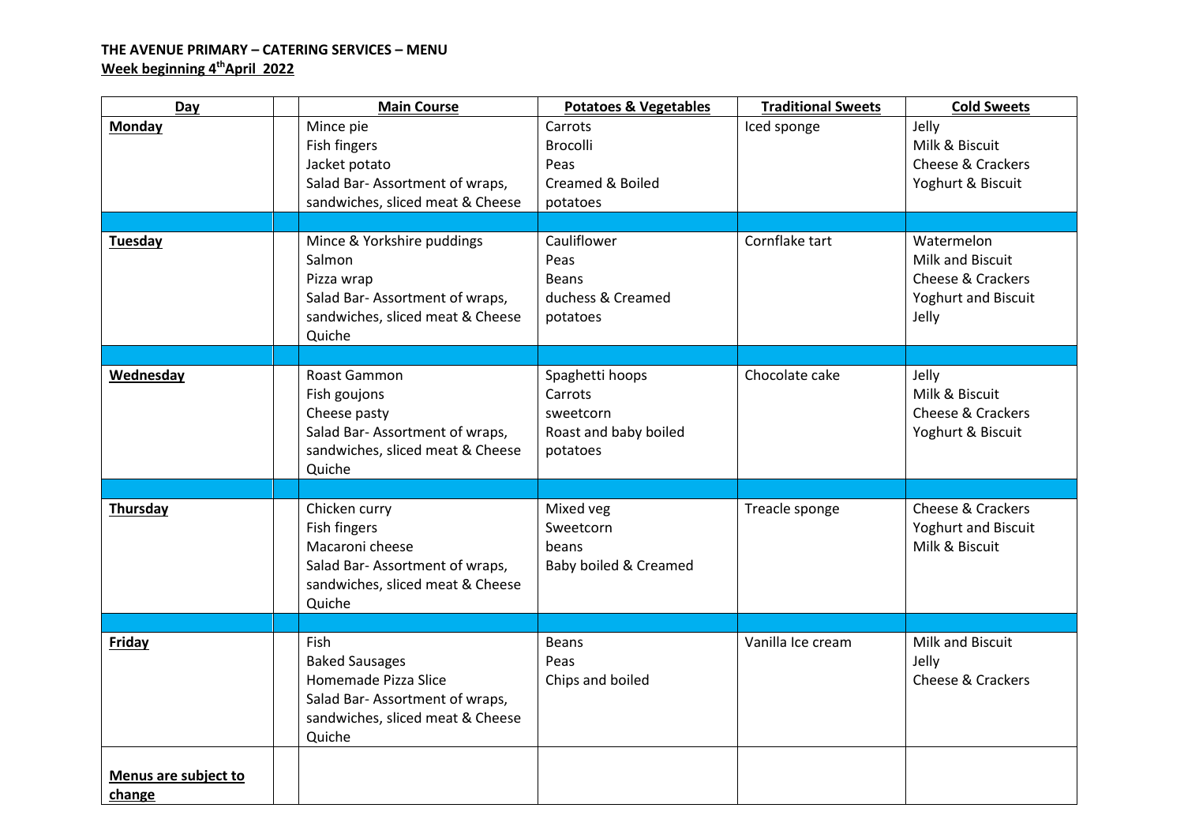**THE AVENUE PRIMARY – CATERING SERVICES – MENU**
**Week beginning 4th April 2022**

| **Day** | | **Main Course** | **Potatoes & Vegetables** | **Traditional Sweets** | **Cold Sweets** |
|---|---|---|---|---|---|
| **Monday** | | Mince pie<br>Fish fingers<br>Jacket potato<br>Salad Bar- Assortment of wraps, sandwiches, sliced meat & Cheese | Carrots<br>Brocolli<br>Peas<br>Creamed & Boiled potatoes | Iced sponge | Jelly<br>Milk & Biscuit<br>Cheese & Crackers<br>Yoghurt & Biscuit |
| | | | | | |
| **Tuesday** | | Mince & Yorkshire puddings<br>Salmon<br>Pizza wrap<br>Salad Bar- Assortment of wraps, sandwiches, sliced meat & Cheese<br>Quiche | Cauliflower<br>Peas<br>Beans<br>duchess & Creamed potatoes | Cornflake tart | Watermelon<br>Milk and Biscuit<br>Cheese & Crackers<br>Yoghurt and Biscuit<br>Jelly |
| | | | | | |
| **Wednesday** | | Roast Gammon<br>Fish goujons<br>Cheese pasty<br>Salad Bar- Assortment of wraps, sandwiches, sliced meat & Cheese<br>Quiche | Spaghetti hoops<br>Carrots<br>sweetcorn<br>Roast and baby boiled potatoes | Chocolate cake | Jelly<br>Milk & Biscuit<br>Cheese & Crackers<br>Yoghurt & Biscuit |
| | | | | | |
| **Thursday** | | Chicken curry<br>Fish fingers<br>Macaroni cheese<br>Salad Bar- Assortment of wraps, sandwiches, sliced meat & Cheese<br>Quiche | Mixed veg<br>Sweetcorn<br>beans<br>Baby boiled & Creamed | Treacle sponge | Cheese & Crackers<br>Yoghurt and Biscuit<br>Milk & Biscuit |
| | | | | | |
| **Friday** | | Fish<br>Baked Sausages<br>Homemade Pizza Slice<br>Salad Bar- Assortment of wraps, sandwiches, sliced meat & Cheese<br>Quiche | Beans<br>Peas<br>Chips and boiled | Vanilla Ice cream | Milk and Biscuit<br>Jelly<br>Cheese & Crackers |
| **Menus are subject to change** | | | | | |